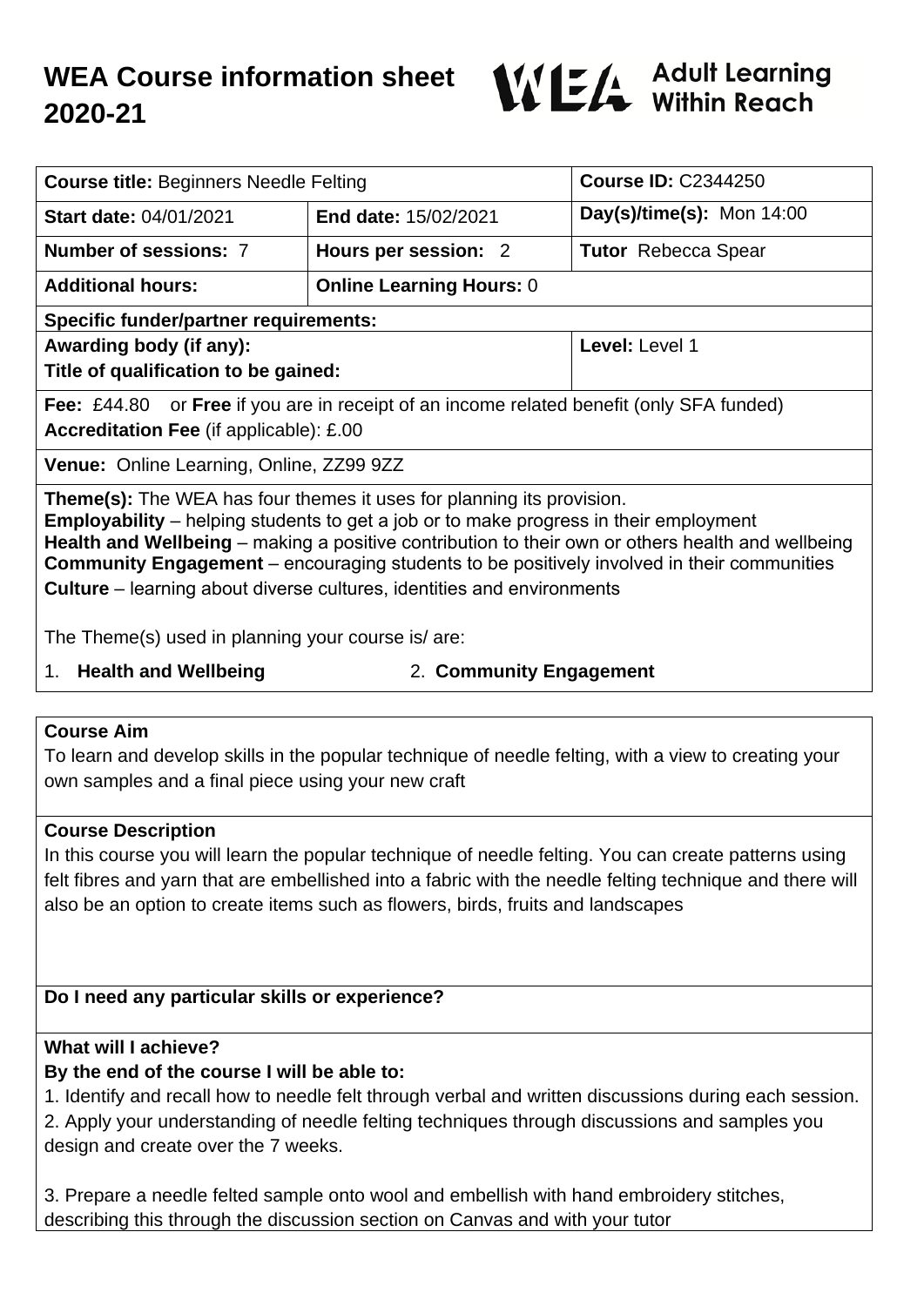# WEA Course information sheet 2020-21

WEA Adult Learning Within Reach

| **Course title:** Beginners Needle Felting | | **Course ID:** C2344250 |
|---|---|---|
| **Start date:** 04/01/2021 | **End date:** 15/02/2021 | **Day(s)/time(s):** Mon 14:00 |
| **Number of sessions:** 7 | **Hours per session:** 2 | **Tutor** Rebecca Spear |
| **Additional hours:** | **Online Learning Hours:** 0 | |
| **Specific funder/partner requirements:** | | |
| **Awarding body (if any):** **Title of qualification to be gained:** | | **Level:** Level 1 |
| **Fee:** £44.80 or **Free** if you are in receipt of an income related benefit (only SFA funded) **Accreditation Fee** (if applicable): £.00 | | |
| **Venue:** Online Learning, Online, ZZ99 9ZZ | | |

**Theme(s):** The WEA has four themes it uses for planning its provision.
**Employability** – helping students to get a job or to make progress in their employment
**Health and Wellbeing** – making a positive contribution to their own or others health and wellbeing
**Community Engagement** – encouraging students to be positively involved in their communities
**Culture** – learning about diverse cultures, identities and environments

The Theme(s) used in planning your course is/ are:

1. **Health and Wellbeing**
2. **Community Engagement**

## Course Aim

To learn and develop skills in the popular technique of needle felting, with a view to creating your own samples and a final piece using your new craft

## Course Description

In this course you will learn the popular technique of needle felting. You can create patterns using felt fibres and yarn that are embellished into a fabric with the needle felting technique and there will also be an option to create items such as flowers, birds, fruits and landscapes

## Do I need any particular skills or experience?

## What will I achieve?

**By the end of the course I will be able to:**

1. Identify and recall how to needle felt through verbal and written discussions during each session.
2. Apply your understanding of needle felting techniques through discussions and samples you design and create over the 7 weeks.

3. Prepare a needle felted sample onto wool and embellish with hand embroidery stitches, describing this through the discussion section on Canvas and with your tutor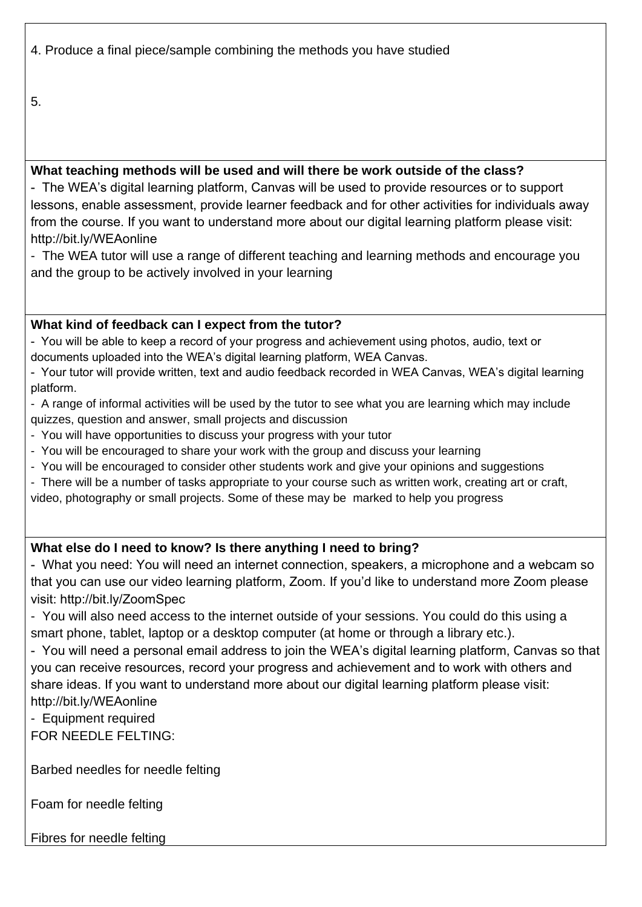4. Produce a final piece/sample combining the methods you have studied

5.

**What teaching methods will be used and will there be work outside of the class?**

- The WEA's digital learning platform, Canvas will be used to provide resources or to support lessons, enable assessment, provide learner feedback and for other activities for individuals away from the course. If you want to understand more about our digital learning platform please visit: http://bit.ly/WEAonline
- The WEA tutor will use a range of different teaching and learning methods and encourage you and the group to be actively involved in your learning

**What kind of feedback can I expect from the tutor?**

- You will be able to keep a record of your progress and achievement using photos, audio, text or documents uploaded into the WEA's digital learning platform, WEA Canvas.
- Your tutor will provide written, text and audio feedback recorded in WEA Canvas, WEA's digital learning platform.
- A range of informal activities will be used by the tutor to see what you are learning which may include quizzes, question and answer, small projects and discussion
- You will have opportunities to discuss your progress with your tutor
- You will be encouraged to share your work with the group and discuss your learning
- You will be encouraged to consider other students work and give your opinions and suggestions
- There will be a number of tasks appropriate to your course such as written work, creating art or craft, video, photography or small projects. Some of these may be marked to help you progress

**What else do I need to know? Is there anything I need to bring?**

- What you need: You will need an internet connection, speakers, a microphone and a webcam so that you can use our video learning platform, Zoom. If you'd like to understand more Zoom please visit: http://bit.ly/ZoomSpec
- You will also need access to the internet outside of your sessions. You could do this using a smart phone, tablet, laptop or a desktop computer (at home or through a library etc.).
- You will need a personal email address to join the WEA's digital learning platform, Canvas so that you can receive resources, record your progress and achievement and to work with others and share ideas. If you want to understand more about our digital learning platform please visit: http://bit.ly/WEAonline
- Equipment required

FOR NEEDLE FELTING:

Barbed needles for needle felting

Foam for needle felting

Fibres for needle felting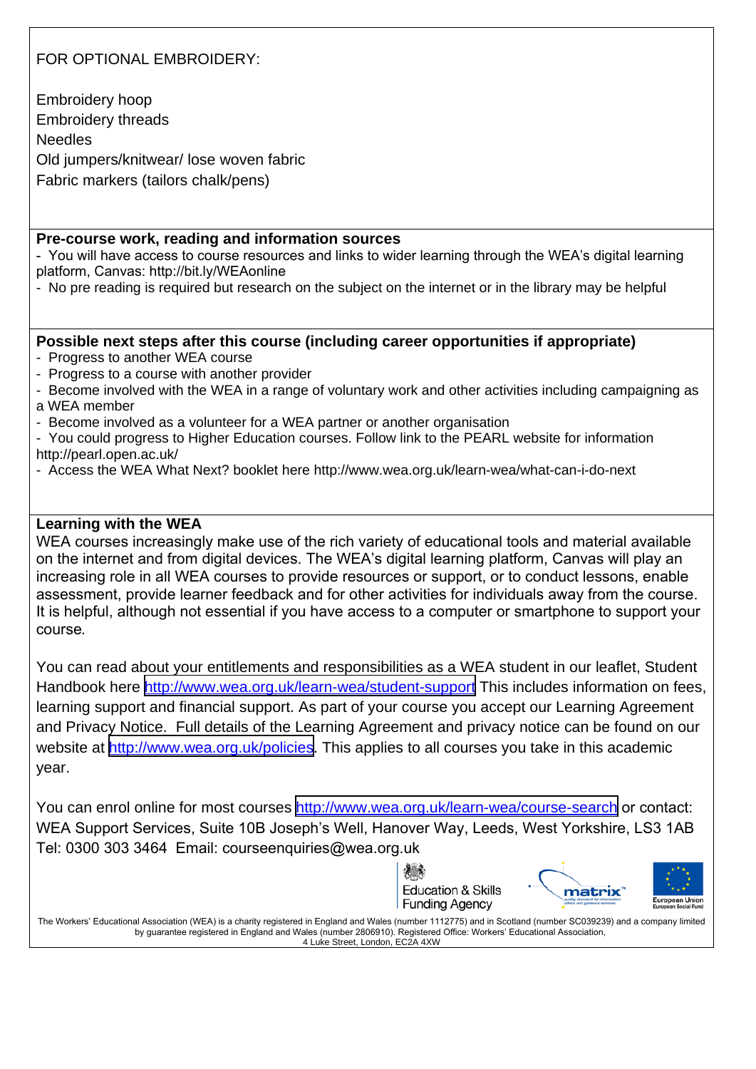FOR OPTIONAL EMBROIDERY:

Embroidery hoop
Embroidery threads
Needles
Old jumpers/knitwear/ lose woven fabric
Fabric markers (tailors chalk/pens)

**Pre-course work, reading and information sources**

- You will have access to course resources and links to wider learning through the WEA's digital learning platform, Canvas: http://bit.ly/WEAonline
- No pre reading is required but research on the subject on the internet or in the library may be helpful

**Possible next steps after this course (including career opportunities if appropriate)**

- Progress to another WEA course
- Progress to a course with another provider
- Become involved with the WEA in a range of voluntary work and other activities including campaigning as a WEA member
- Become involved as a volunteer for a WEA partner or another organisation
- You could progress to Higher Education courses. Follow link to the PEARL website for information http://pearl.open.ac.uk/
- Access the WEA What Next? booklet here http://www.wea.org.uk/learn-wea/what-can-i-do-next

**Learning with the WEA**

WEA courses increasingly make use of the rich variety of educational tools and material available on the internet and from digital devices. The WEA's digital learning platform, Canvas will play an increasing role in all WEA courses to provide resources or support, or to conduct lessons, enable assessment, provide learner feedback and for other activities for individuals away from the course. It is helpful, although not essential if you have access to a computer or smartphone to support your course.

You can read about your entitlements and responsibilities as a WEA student in our leaflet, Student Handbook here http://www.wea.org.uk/learn-wea/student-support This includes information on fees, learning support and financial support. As part of your course you accept our Learning Agreement and Privacy Notice. Full details of the Learning Agreement and privacy notice can be found on our website at http://www.wea.org.uk/policies. This applies to all courses you take in this academic year.

You can enrol online for most courses http://www.wea.org.uk/learn-wea/course-search or contact:
WEA Support Services, Suite 10B Joseph's Well, Hanover Way, Leeds, West Yorkshire, LS3 1AB
Tel: 0300 303 3464 Email: courseenquiries@wea.org.uk

Education & Skills Funding Agency

matrix

European Union European Social Fund

The Workers' Educational Association (WEA) is a charity registered in England and Wales (number 1112775) and in Scotland (number SC039239) and a company limited by guarantee registered in England and Wales (number 2806910). Registered Office: Workers' Educational Association, 4 Luke Street, London, EC2A 4XW